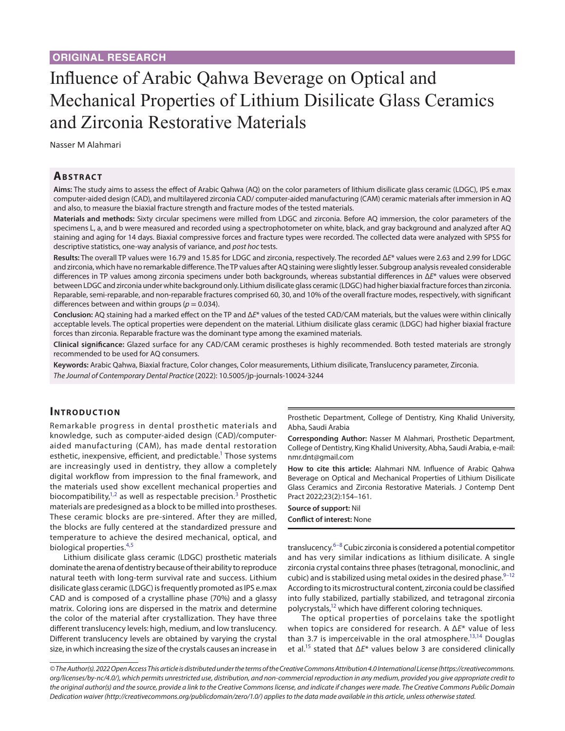ORIGINAL RESEARCH

# Influence of Arabic Qahwa Beverage on Optical and Mechanical Properties of Lithium Disilicate Glass Ceramics and Zirconia Restorative Materials

Nasser M Alahmari

## Abstract

**Aims:** The study aims to assess the effect of Arabic Qahwa (AQ) on the color parameters of lithium disilicate glass ceramic (LDGC), IPS e.max computer-aided design (CAD), and multilayered zirconia CAD/ computer-aided manufacturing (CAM) ceramic materials after immersion in AQ and also, to measure the biaxial fracture strength and fracture modes of the tested materials.

**Materials and methods:** Sixty circular specimens were milled from LDGC and zirconia. Before AQ immersion, the color parameters of the specimens L, a, and b were measured and recorded using a spectrophotometer on white, black, and gray background and analyzed after AQ staining and aging for 14 days. Biaxial compressive forces and fracture types were recorded. The collected data were analyzed with SPSS for descriptive statistics, one-way analysis of variance, and *post hoc* tests.

**Results:** The overall TP values were 16.79 and 15.85 for LDGC and zirconia, respectively. The recorded Δ*E** values were 2.63 and 2.99 for LDGC and zirconia, which have no remarkable difference. The TP values after AQ staining were slightly lesser. Subgroup analysis revealed considerable differences in TP values among zirconia specimens under both backgrounds, whereas substantial differences in Δ*E** values were observed between LDGC and zirconia under white background only. Lithium disilicate glass ceramic (LDGC) had higher biaxial fracture forces than zirconia. Reparable, semi-reparable, and non-reparable fractures comprised 60, 30, and 10% of the overall fracture modes, respectively, with significant differences between and within groups ($p = 0.034$).

**Conclusion:** AQ staining had a marked effect on the TP and Δ*E** values of the tested CAD/CAM materials, but the values were within clinically acceptable levels. The optical properties were dependent on the material. Lithium disilicate glass ceramic (LDGC) had higher biaxial fracture forces than zirconia. Reparable fracture was the dominant type among the examined materials.

**Clinical significance:** Glazed surface for any CAD/CAM ceramic prostheses is highly recommended. Both tested materials are strongly recommended to be used for AQ consumers.

**Keywords:** Arabic Qahwa, Biaxial fracture, Color changes, Color measurements, Lithium disilicate, Translucency parameter, Zirconia.

*The Journal of Contemporary Dental Practice* (2022): 10.5005/jp-journals-10024-3244

## Introduction

Remarkable progress in dental prosthetic materials and knowledge, such as computer-aided design (CAD)/computer-aided manufacturing (CAM), has made dental restoration esthetic, inexpensive, efficient, and predictable.[1] Those systems are increasingly used in dentistry, they allow a completely digital workflow from impression to the final framework, and the materials used show excellent mechanical properties and biocompatibility,[1,2] as well as respectable precision.[3] Prosthetic materials are predesigned as a block to be milled into prostheses. These ceramic blocks are pre-sintered. After they are milled, the blocks are fully centered at the standardized pressure and temperature to achieve the desired mechanical, optical, and biological properties.[4,5]

Lithium disilicate glass ceramic (LDGC) prosthetic materials dominate the arena of dentistry because of their ability to reproduce natural teeth with long-term survival rate and success. Lithium disilicate glass ceramic (LDGC) is frequently promoted as IPS e.max CAD and is composed of a crystalline phase (70%) and a glassy matrix. Coloring ions are dispersed in the matrix and determine the color of the material after crystallization. They have three different translucency levels: high, medium, and low translucency. Different translucency levels are obtained by varying the crystal size, in which increasing the size of the crystals causes an increase in translucency.[6–8] Cubic zirconia is considered a potential competitor and has very similar indications as lithium disilicate. A single zirconia crystal contains three phases (tetragonal, monoclinic, and cubic) and is stabilized using metal oxides in the desired phase.[9–12] According to its microstructural content, zirconia could be classified into fully stabilized, partially stabilized, and tetragonal zirconia polycrystals,[12] which have different coloring techniques.

The optical properties of porcelains take the spotlight when topics are considered for research. A Δ*E** value of less than 3.7 is imperceivable in the oral atmosphere.[13,14] Douglas et al.[15] stated that Δ*E** values below 3 are considered clinically

Prosthetic Department, College of Dentistry, King Khalid University, Abha, Saudi Arabia

**Corresponding Author:** Nasser M Alahmari, Prosthetic Department, College of Dentistry, King Khalid University, Abha, Saudi Arabia, e-mail: nmr.dnt@gmail.com

**How to cite this article:** Alahmari NM. Influence of Arabic Qahwa Beverage on Optical and Mechanical Properties of Lithium Disilicate Glass Ceramics and Zirconia Restorative Materials. J Contemp Dent Pract 2022;23(2):154–161.

**Source of support:** Nil

**Conflict of interest:** None

*© The Author(s). 2022 Open Access This article is distributed under the terms of the Creative Commons Attribution 4.0 International License (https://creativecommons.org/licenses/by-nc/4.0/), which permits unrestricted use, distribution, and non-commercial reproduction in any medium, provided you give appropriate credit to the original author(s) and the source, provide a link to the Creative Commons license, and indicate if changes were made. The Creative Commons Public Domain Dedication waiver (http://creativecommons.org/publicdomain/zero/1.0/) applies to the data made available in this article, unless otherwise stated.*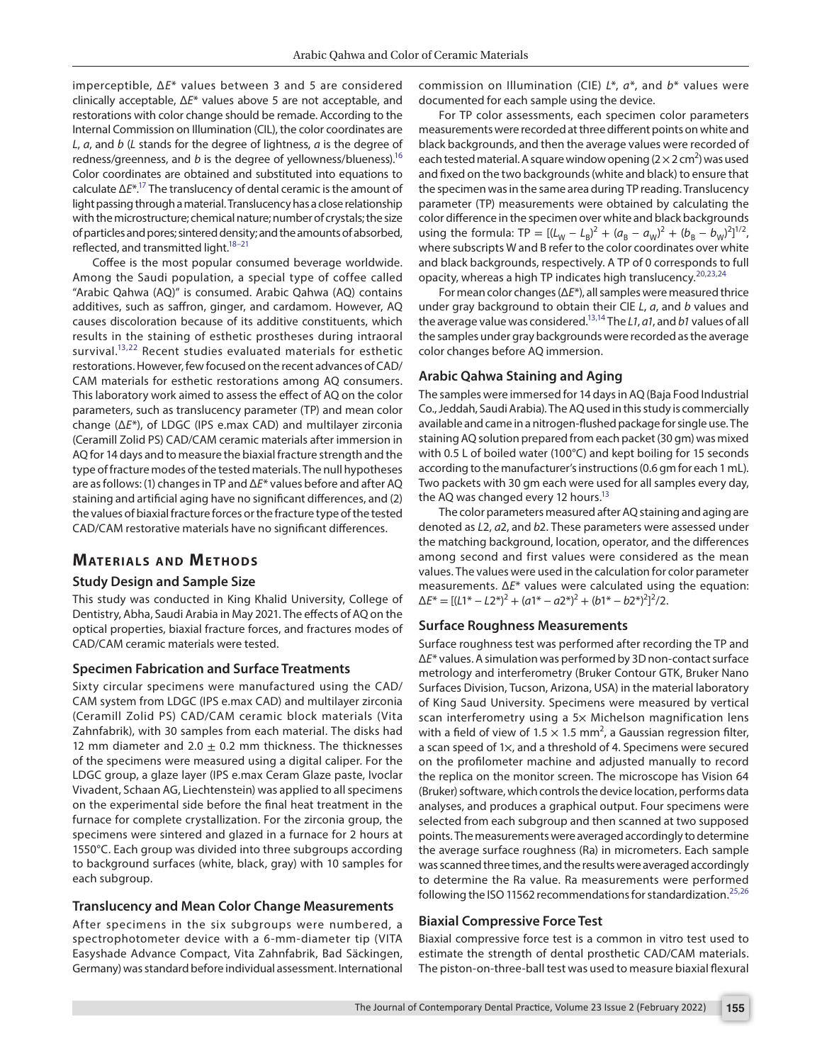imperceptible, Δ$E^*$ values between 3 and 5 are considered clinically acceptable, Δ$E^*$ values above 5 are not acceptable, and restorations with color change should be remade. According to the Internal Commission on Illumination (CIL), the color coordinates are *L*, *a*, and *b* (*L* stands for the degree of lightness, *a* is the degree of redness/greenness, and *b* is the degree of yellowness/blueness).[16] Color coordinates are obtained and substituted into equations to calculate Δ$E^*$.[17] The translucency of dental ceramic is the amount of light passing through a material. Translucency has a close relationship with the microstructure; chemical nature; number of crystals; the size of particles and pores; sintered density; and the amounts of absorbed, reflected, and transmitted light.[18–21]

Coffee is the most popular consumed beverage worldwide. Among the Saudi population, a special type of coffee called "Arabic Qahwa (AQ)" is consumed. Arabic Qahwa (AQ) contains additives, such as saffron, ginger, and cardamom. However, AQ causes discoloration because of its additive constituents, which results in the staining of esthetic prostheses during intraoral survival.[13,22] Recent studies evaluated materials for esthetic restorations. However, few focused on the recent advances of CAD/CAM materials for esthetic restorations among AQ consumers. This laboratory work aimed to assess the effect of AQ on the color parameters, such as translucency parameter (TP) and mean color change (Δ$E^*$), of LDGC (IPS e.max CAD) and multilayer zirconia (Ceramill Zolid PS) CAD/CAM ceramic materials after immersion in AQ for 14 days and to measure the biaxial fracture strength and the type of fracture modes of the tested materials. The null hypotheses are as follows: (1) changes in TP and Δ$E^*$ values before and after AQ staining and artificial aging have no significant differences, and (2) the values of biaxial fracture forces or the fracture type of the tested CAD/CAM restorative materials have no significant differences.

## Materials and Methods

### Study Design and Sample Size

This study was conducted in King Khalid University, College of Dentistry, Abha, Saudi Arabia in May 2021. The effects of AQ on the optical properties, biaxial fracture forces, and fractures modes of CAD/CAM ceramic materials were tested.

### Specimen Fabrication and Surface Treatments

Sixty circular specimens were manufactured using the CAD/CAM system from LDGC (IPS e.max CAD) and multilayer zirconia (Ceramill Zolid PS) CAD/CAM ceramic block materials (Vita Zahnfabrik), with 30 samples from each material. The disks had 12 mm diameter and 2.0 ± 0.2 mm thickness. The thicknesses of the specimens were measured using a digital caliper. For the LDGC group, a glaze layer (IPS e.max Ceram Glaze paste, Ivoclar Vivadent, Schaan AG, Liechtenstein) was applied to all specimens on the experimental side before the final heat treatment in the furnace for complete crystallization. For the zirconia group, the specimens were sintered and glazed in a furnace for 2 hours at 1550°C. Each group was divided into three subgroups according to background surfaces (white, black, gray) with 10 samples for each subgroup.

### Translucency and Mean Color Change Measurements

After specimens in the six subgroups were numbered, a spectrophotometer device with a 6-mm-diameter tip (VITA Easyshade Advance Compact, Vita Zahnfabrik, Bad Säckingen, Germany) was standard before individual assessment. International commission on Illumination (CIE) $L^*$, $a^*$, and $b^*$ values were documented for each sample using the device.

For TP color assessments, each specimen color parameters measurements were recorded at three different points on white and black backgrounds, and then the average values were recorded of each tested material. A square window opening (2 × 2 cm$^2$) was used and fixed on the two backgrounds (white and black) to ensure that the specimen was in the same area during TP reading. Translucency parameter (TP) measurements were obtained by calculating the color difference in the specimen over white and black backgrounds using the formula: $TP = [(L_W - L_B)^2 + (a_B - a_W)^2 + (b_B - b_W)^2]^{1/2}$, where subscripts W and B refer to the color coordinates over white and black backgrounds, respectively. A TP of 0 corresponds to full opacity, whereas a high TP indicates high translucency.[20,23,24]

For mean color changes (Δ$E^*$), all samples were measured thrice under gray background to obtain their CIE *L*, *a*, and *b* values and the average value was considered.[13,14] The *L1*, *a1*, and *b1* values of all the samples under gray backgrounds were recorded as the average color changes before AQ immersion.

### Arabic Qahwa Staining and Aging

The samples were immersed for 14 days in AQ (Baja Food Industrial Co., Jeddah, Saudi Arabia). The AQ used in this study is commercially available and came in a nitrogen-flushed package for single use. The staining AQ solution prepared from each packet (30 gm) was mixed with 0.5 L of boiled water (100°C) and kept boiling for 15 seconds according to the manufacturer's instructions (0.6 gm for each 1 mL). Two packets with 30 gm each were used for all samples every day, the AQ was changed every 12 hours.[13]

The color parameters measured after AQ staining and aging are denoted as *L*2, *a*2, and *b*2. These parameters were assessed under the matching background, location, operator, and the differences among second and first values were considered as the mean values. The values were used in the calculation for color parameter measurements. Δ$E^*$ values were calculated using the equation: $\Delta E^* = [(L1^* - L2^*)^2 + (a1^* - a2^*)^2 + (b1^* - b2^*)^2]^2/2$.

### Surface Roughness Measurements

Surface roughness test was performed after recording the TP and Δ$E^*$ values. A simulation was performed by 3D non-contact surface metrology and interferometry (Bruker Contour GTK, Bruker Nano Surfaces Division, Tucson, Arizona, USA) in the material laboratory of King Saud University. Specimens were measured by vertical scan interferometry using a 5× Michelson magnification lens with a field of view of 1.5 × 1.5 mm$^2$, a Gaussian regression filter, a scan speed of 1×, and a threshold of 4. Specimens were secured on the profilometer machine and adjusted manually to record the replica on the monitor screen. The microscope has Vision 64 (Bruker) software, which controls the device location, performs data analyses, and produces a graphical output. Four specimens were selected from each subgroup and then scanned at two supposed points. The measurements were averaged accordingly to determine the average surface roughness (Ra) in micrometers. Each sample was scanned three times, and the results were averaged accordingly to determine the Ra value. Ra measurements were performed following the ISO 11562 recommendations for standardization.[25,26]

### Biaxial Compressive Force Test

Biaxial compressive force test is a common in vitro test used to estimate the strength of dental prosthetic CAD/CAM materials. The piston-on-three-ball test was used to measure biaxial flexural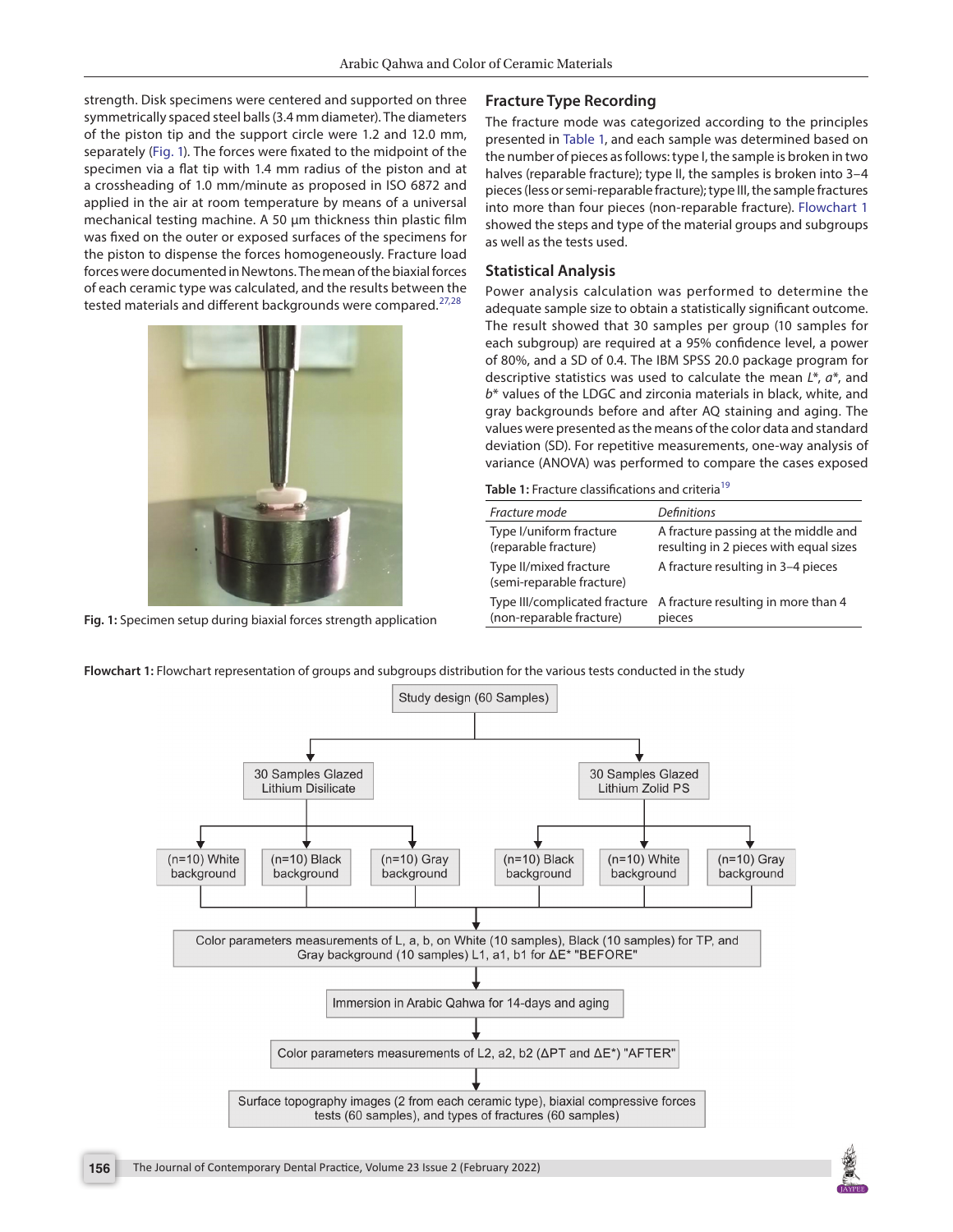strength. Disk specimens were centered and supported on three symmetrically spaced steel balls (3.4 mm diameter). The diameters of the piston tip and the support circle were 1.2 and 12.0 mm, separately (Fig. 1). The forces were fixated to the midpoint of the specimen via a flat tip with 1.4 mm radius of the piston and at a crossheading of 1.0 mm/minute as proposed in ISO 6872 and applied in the air at room temperature by means of a universal mechanical testing machine. A 50 µm thickness thin plastic film was fixed on the outer or exposed surfaces of the specimens for the piston to dispense the forces homogeneously. Fracture load forces were documented in Newtons. The mean of the biaxial forces of each ceramic type was calculated, and the results between the tested materials and different backgrounds were compared.[27,28]

**Fig. 1:** Specimen setup during biaxial forces strength application

## Fracture Type Recording

The fracture mode was categorized according to the principles presented in Table 1, and each sample was determined based on the number of pieces as follows: type I, the sample is broken in two halves (reparable fracture); type II, the samples is broken into 3–4 pieces (less or semi-reparable fracture); type III, the sample fractures into more than four pieces (non-reparable fracture). Flowchart 1 showed the steps and type of the material groups and subgroups as well as the tests used.

## Statistical Analysis

Power analysis calculation was performed to determine the adequate sample size to obtain a statistically significant outcome. The result showed that 30 samples per group (10 samples for each subgroup) are required at a 95% confidence level, a power of 80%, and a SD of 0.4. The IBM SPSS 20.0 package program for descriptive statistics was used to calculate the mean $L^*$, $a^*$, and $b^*$ values of the LDGC and zirconia materials in black, white, and gray backgrounds before and after AQ staining and aging. The values were presented as the means of the color data and standard deviation (SD). For repetitive measurements, one-way analysis of variance (ANOVA) was performed to compare the cases exposed

**Table 1:** Fracture classifications and criteria[19]

| *Fracture mode* | *Definitions* |
|---|---|
| Type I/uniform fracture (reparable fracture) | A fracture passing at the middle and resulting in 2 pieces with equal sizes |
| Type II/mixed fracture (semi-reparable fracture) | A fracture resulting in 3–4 pieces |
| Type III/complicated fracture (non-reparable fracture) | A fracture resulting in more than 4 pieces |

**Flowchart 1:** Flowchart representation of groups and subgroups distribution for the various tests conducted in the study

- Study design (60 Samples)
  - 30 Samples Glazed Lithium Disilicate
    - (n=10) White background
    - (n=10) Black background
    - (n=10) Gray background
  - 30 Samples Glazed Lithium Zolid PS
    - (n=10) Black background
    - (n=10) White background
    - (n=10) Gray background
- Color parameters measurements of L, a, b, on White (10 samples), Black (10 samples) for TP, and Gray background (10 samples) L1, a1, b1 for ΔE* "BEFORE"
- Immersion in Arabic Qahwa for 14-days and aging
- Color parameters measurements of L2, a2, b2 (ΔPT and ΔE*) "AFTER"
- Surface topography images (2 from each ceramic type), biaxial compressive forces tests (60 samples), and types of fractures (60 samples)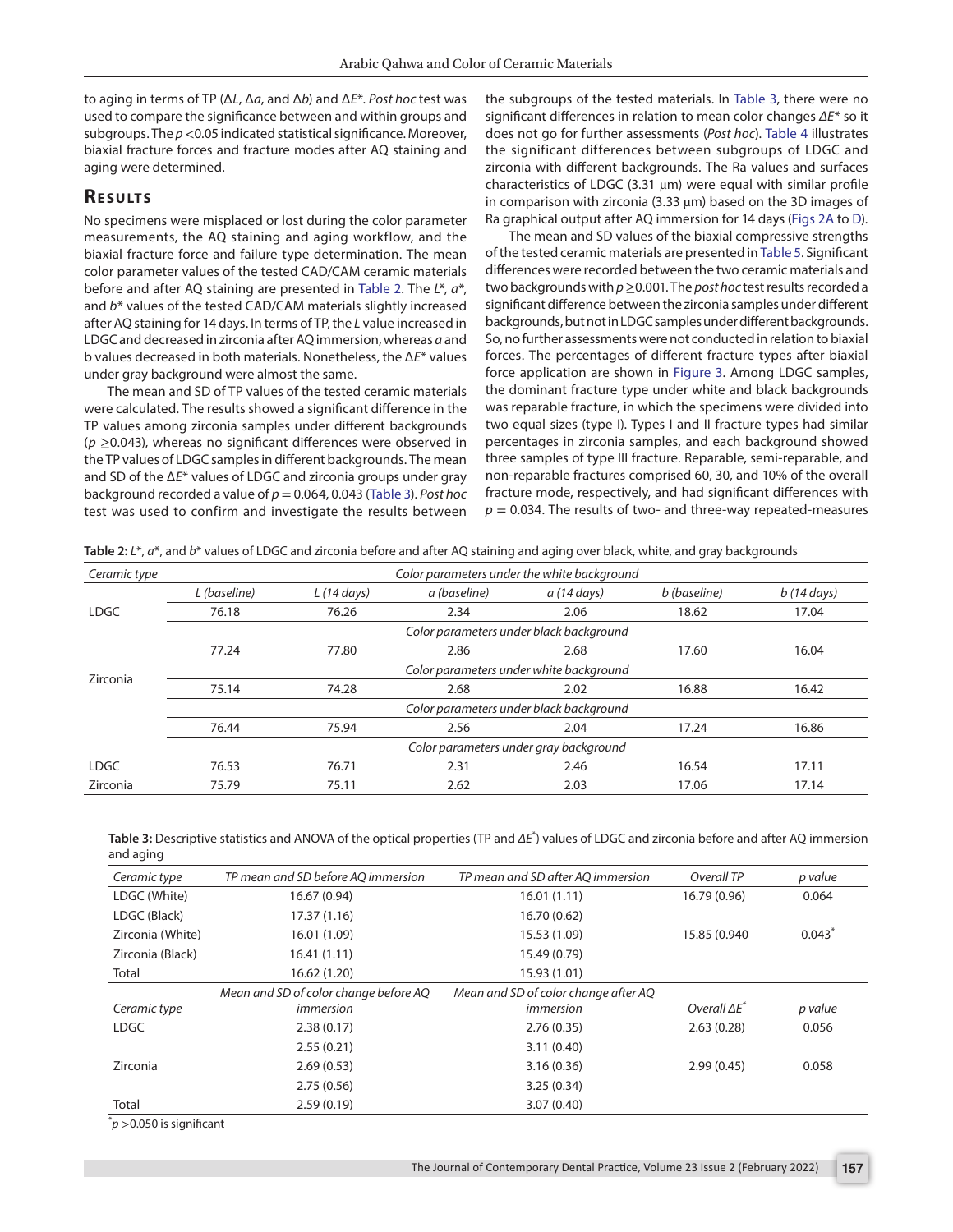to aging in terms of TP (Δ*L*, Δ*a*, and Δ*b*) and Δ*E*\*. *Post hoc* test was used to compare the significance between and within groups and subgroups. The $p < 0.05$ indicated statistical significance. Moreover, biaxial fracture forces and fracture modes after AQ staining and aging were determined.

## Results

No specimens were misplaced or lost during the color parameter measurements, the AQ staining and aging workflow, and the biaxial fracture force and failure type determination. The mean color parameter values of the tested CAD/CAM ceramic materials before and after AQ staining are presented in Table 2. The *L*\*, *a*\*, and *b*\* values of the tested CAD/CAM materials slightly increased after AQ staining for 14 days. In terms of TP, the *L* value increased in LDGC and decreased in zirconia after AQ immersion, whereas *a* and b values decreased in both materials. Nonetheless, the Δ*E*\* values under gray background were almost the same.

The mean and SD of TP values of the tested ceramic materials were calculated. The results showed a significant difference in the TP values among zirconia samples under different backgrounds ($p \geq 0.043$), whereas no significant differences were observed in the TP values of LDGC samples in different backgrounds. The mean and SD of the Δ*E*\* values of LDGC and zirconia groups under gray background recorded a value of $p = 0.064, 0.043$ (Table 3). *Post hoc* test was used to confirm and investigate the results between the subgroups of the tested materials. In Table 3, there were no significant differences in relation to mean color changes Δ*E*\* so it does not go for further assessments (*Post hoc*). Table 4 illustrates the significant differences between subgroups of LDGC and zirconia with different backgrounds. The Ra values and surfaces characteristics of LDGC (3.31 μm) were equal with similar profile in comparison with zirconia (3.33 μm) based on the 3D images of Ra graphical output after AQ immersion for 14 days (Figs 2A to D).

The mean and SD values of the biaxial compressive strengths of the tested ceramic materials are presented in Table 5. Significant differences were recorded between the two ceramic materials and two backgrounds with $p \geq 0.001$. The *post hoc* test results recorded a significant difference between the zirconia samples under different backgrounds, but not in LDGC samples under different backgrounds. So, no further assessments were not conducted in relation to biaxial forces. The percentages of different fracture types after biaxial force application are shown in Figure 3. Among LDGC samples, the dominant fracture type under white and black backgrounds was reparable fracture, in which the specimens were divided into two equal sizes (type I). Types I and II fracture types had similar percentages in zirconia samples, and each background showed three samples of type III fracture. Reparable, semi-reparable, and non-reparable fractures comprised 60, 30, and 10% of the overall fracture mode, respectively, and had significant differences with $p = 0.034$. The results of two- and three-way repeated-measures

**Table 2:** *L*\*, *a*\*, and *b*\* values of LDGC and zirconia before and after AQ staining and aging over black, white, and gray backgrounds

| *Ceramic type* | *Color parameters under the white background* | | | | | |
|---|---|---|---|---|---|---|
| | *L (baseline)* | *L (14 days)* | *a (baseline)* | *a (14 days)* | *b (baseline)* | *b (14 days)* |
| LDGC | 76.18 | 76.26 | 2.34 | 2.06 | 18.62 | 17.04 |
| | *Color parameters under black background* | | | | | |
| | 77.24 | 77.80 | 2.86 | 2.68 | 17.60 | 16.04 |
| Zirconia | *Color parameters under white background* | | | | | |
| | 75.14 | 74.28 | 2.68 | 2.02 | 16.88 | 16.42 |
| | *Color parameters under black background* | | | | | |
| | 76.44 | 75.94 | 2.56 | 2.04 | 17.24 | 16.86 |
| | *Color parameters under gray background* | | | | | |
| LDGC | 76.53 | 76.71 | 2.31 | 2.46 | 16.54 | 17.11 |
| Zirconia | 75.79 | 75.11 | 2.62 | 2.03 | 17.06 | 17.14 |

**Table 3:** Descriptive statistics and ANOVA of the optical properties (TP and *ΔE*\*) values of LDGC and zirconia before and after AQ immersion and aging

| *Ceramic type* | *TP mean and SD before AQ immersion* | *TP mean and SD after AQ immersion* | *Overall TP* | *p value* |
|---|---|---|---|---|
| LDGC (White) | 16.67 (0.94) | 16.01 (1.11) | 16.79 (0.96) | 0.064 |
| LDGC (Black) | 17.37 (1.16) | 16.70 (0.62) | | |
| Zirconia (White) | 16.01 (1.09) | 15.53 (1.09) | 15.85 (0.940 | 0.043\* |
| Zirconia (Black) | 16.41 (1.11) | 15.49 (0.79) | | |
| Total | 16.62 (1.20) | 15.93 (1.01) | | |
| *Ceramic type* | *Mean and SD of color change before AQ immersion* | *Mean and SD of color change after AQ immersion* | *Overall ΔE\** | *p value* |
| LDGC | 2.38 (0.17) | 2.76 (0.35) | 2.63 (0.28) | 0.056 |
| | 2.55 (0.21) | 3.11 (0.40) | | |
| Zirconia | 2.69 (0.53) | 3.16 (0.36) | 2.99 (0.45) | 0.058 |
| | 2.75 (0.56) | 3.25 (0.34) | | |
| Total | 2.59 (0.19) | 3.07 (0.40) | | |

\*$p > 0.050$ is significant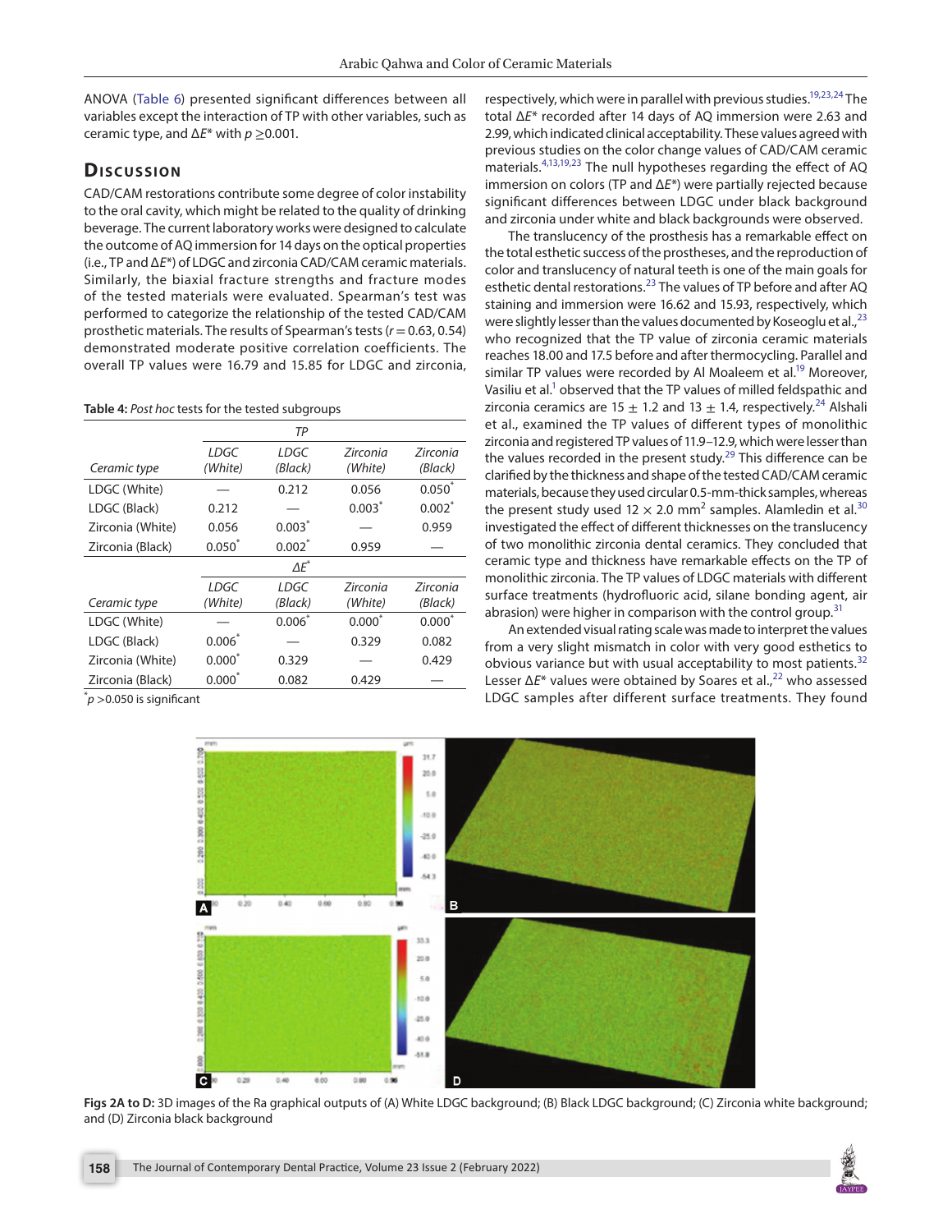ANOVA (Table 6) presented significant differences between all variables except the interaction of TP with other variables, such as ceramic type, and $\Delta E^*$ with $p \geq 0.001$.

## Discussion

CAD/CAM restorations contribute some degree of color instability to the oral cavity, which might be related to the quality of drinking beverage. The current laboratory works were designed to calculate the outcome of AQ immersion for 14 days on the optical properties (i.e., TP and $\Delta E^*$) of LDGC and zirconia CAD/CAM ceramic materials. Similarly, the biaxial fracture strengths and fracture modes of the tested materials were evaluated. Spearman's test was performed to categorize the relationship of the tested CAD/CAM prosthetic materials. The results of Spearman's tests ($r = 0.63, 0.54$) demonstrated moderate positive correlation coefficients. The overall TP values were 16.79 and 15.85 for LDGC and zirconia, respectively, which were in parallel with previous studies.[19,23,24] The total $\Delta E^*$ recorded after 14 days of AQ immersion were 2.63 and 2.99, which indicated clinical acceptability. These values agreed with previous studies on the color change values of CAD/CAM ceramic materials.[4,13,19,23] The null hypotheses regarding the effect of AQ immersion on colors (TP and $\Delta E^*$) were partially rejected because significant differences between LDGC under black background and zirconia under white and black backgrounds were observed.

**Table 4:** *Post hoc* tests for the tested subgroups

| | *TP* | | | |
|---|---|---|---|---|
| *Ceramic type* | *LDGC (White)* | *LDGC (Black)* | *Zirconia (White)* | *Zirconia (Black)* |
| LDGC (White) | — | 0.212 | 0.056 | 0.050* |
| LDGC (Black) | 0.212 | — | 0.003* | 0.002* |
| Zirconia (White) | 0.056 | 0.003* | — | 0.959 |
| Zirconia (Black) | 0.050* | 0.002* | 0.959 | — |
| | *ΔE** | | | |
| *Ceramic type* | *LDGC (White)* | *LDGC (Black)* | *Zirconia (White)* | *Zirconia (Black)* |
| LDGC (White) | — | 0.006* | 0.000* | 0.000* |
| LDGC (Black) | 0.006* | — | 0.329 | 0.082 |
| Zirconia (White) | 0.000* | 0.329 | — | 0.429 |
| Zirconia (Black) | 0.000* | 0.082 | 0.429 | — |

*$p > 0.050$ is significant

The translucency of the prosthesis has a remarkable effect on the total esthetic success of the prostheses, and the reproduction of color and translucency of natural teeth is one of the main goals for esthetic dental restorations.[23] The values of TP before and after AQ staining and immersion were 16.62 and 15.93, respectively, which were slightly lesser than the values documented by Koseoglu et al.,[23] who recognized that the TP value of zirconia ceramic materials reaches 18.00 and 17.5 before and after thermocycling. Parallel and similar TP values were recorded by Al Moaleem et al.[19] Moreover, Vasiliu et al.[1] observed that the TP values of milled feldspathic and zirconia ceramics are $15 \pm 1.2$ and $13 \pm 1.4$, respectively.[24] Alshali et al., examined the TP values of different types of monolithic zirconia and registered TP values of 11.9–12.9, which were lesser than the values recorded in the present study.[29] This difference can be clarified by the thickness and shape of the tested CAD/CAM ceramic materials, because they used circular 0.5-mm-thick samples, whereas the present study used $12 \times 2.0$ mm$^2$ samples. Alamledin et al.[30] investigated the effect of different thicknesses on the translucency of two monolithic zirconia dental ceramics. They concluded that ceramic type and thickness have remarkable effects on the TP of monolithic zirconia. The TP values of LDGC materials with different surface treatments (hydrofluoric acid, silane bonding agent, air abrasion) were higher in comparison with the control group.[31]

An extended visual rating scale was made to interpret the values from a very slight mismatch in color with very good esthetics to obvious variance but with usual acceptability to most patients.[32] Lesser $\Delta E^*$ values were obtained by Soares et al.,[22] who assessed LDGC samples after different surface treatments. They found

**Figs 2A to D:** 3D images of the Ra graphical outputs of (A) White LDGC background; (B) Black LDGC background; (C) Zirconia white background; and (D) Zirconia black background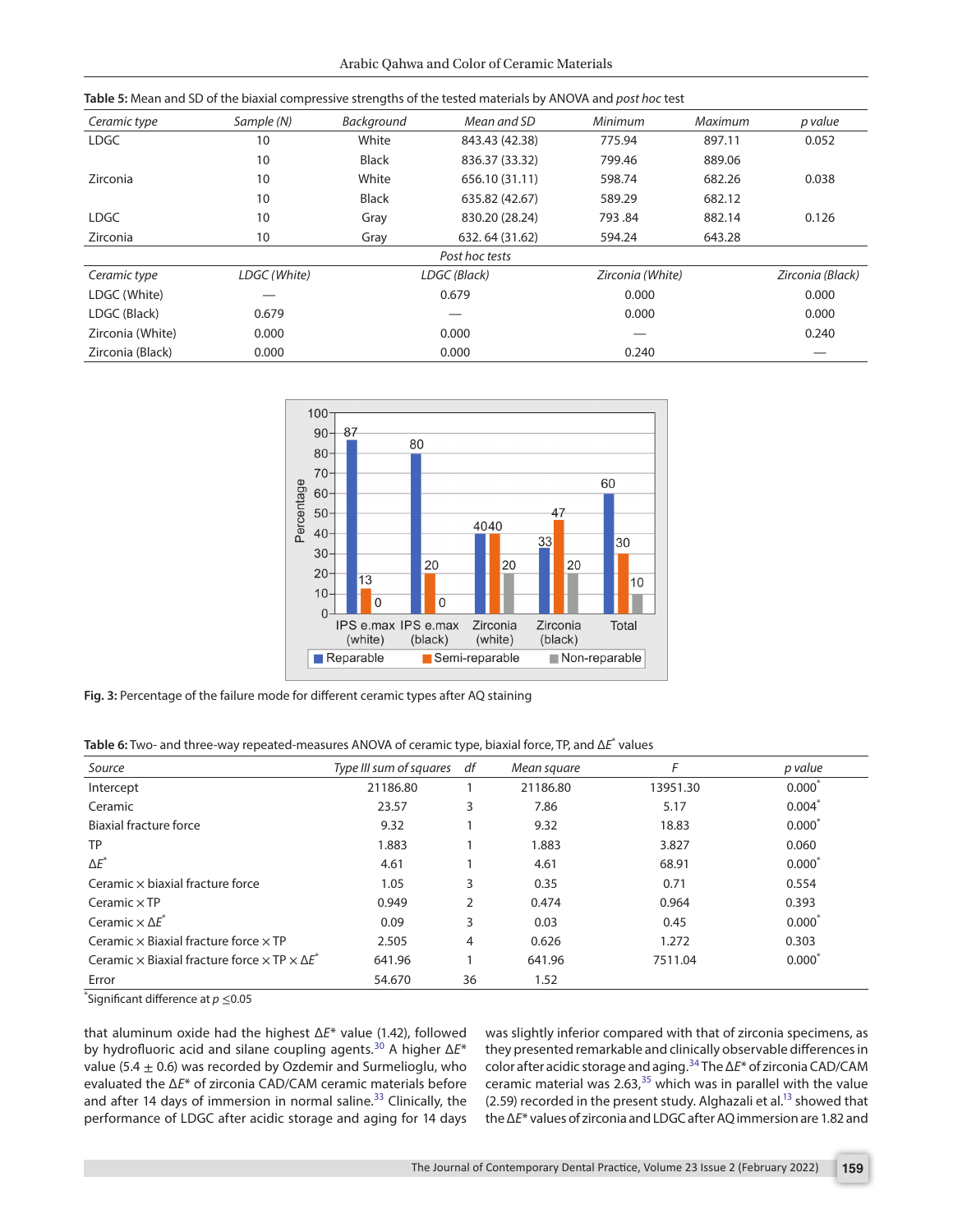**Table 5:** Mean and SD of the biaxial compressive strengths of the tested materials by ANOVA and *post hoc* test

| *Ceramic type* | *Sample (N)* | *Background* | *Mean and SD* | *Minimum* | *Maximum* | *p value* |
|---|---|---|---|---|---|---|
| LDGC | 10 | White | 843.43 (42.38) | 775.94 | 897.11 | 0.052 |
| | 10 | Black | 836.37 (33.32) | 799.46 | 889.06 | |
| Zirconia | 10 | White | 656.10 (31.11) | 598.74 | 682.26 | 0.038 |
| | 10 | Black | 635.82 (42.67) | 589.29 | 682.12 | |
| LDGC | 10 | Gray | 830.20 (28.24) | 793 .84 | 882.14 | 0.126 |
| Zirconia | 10 | Gray | 632. 64 (31.62) | 594.24 | 643.28 | |

*Post hoc tests*

| *Ceramic type* | *LDGC (White)* | *LDGC (Black)* | *Zirconia (White)* | *Zirconia (Black)* |
|---|---|---|---|---|
| LDGC (White) | — | 0.679 | 0.000 | 0.000 |
| LDGC (Black) | 0.679 | — | 0.000 | 0.000 |
| Zirconia (White) | 0.000 | 0.000 | — | 0.240 |
| Zirconia (Black) | 0.000 | 0.000 | 0.240 | — |

**Fig. 3:** Percentage of the failure mode for different ceramic types after AQ staining

**Table 6:** Two- and three-way repeated-measures ANOVA of ceramic type, biaxial force, TP, and $\Delta E^*$ values

| *Source* | *Type III sum of squares* | *df* | *Mean square* | *F* | *p value* |
|---|---|---|---|---|---|
| Intercept | 21186.80 | 1 | 21186.80 | 13951.30 | 0.000* |
| Ceramic | 23.57 | 3 | 7.86 | 5.17 | 0.004* |
| Biaxial fracture force | 9.32 | 1 | 9.32 | 18.83 | 0.000* |
| TP | 1.883 | 1 | 1.883 | 3.827 | 0.060 |
| $\Delta E^*$ | 4.61 | 1 | 4.61 | 68.91 | 0.000* |
| Ceramic × biaxial fracture force | 1.05 | 3 | 0.35 | 0.71 | 0.554 |
| Ceramic × TP | 0.949 | 2 | 0.474 | 0.964 | 0.393 |
| Ceramic × $\Delta E^*$ | 0.09 | 3 | 0.03 | 0.45 | 0.000* |
| Ceramic × Biaxial fracture force × TP | 2.505 | 4 | 0.626 | 1.272 | 0.303 |
| Ceramic × Biaxial fracture force × TP × $\Delta E^*$ | 641.96 | 1 | 641.96 | 7511.04 | 0.000* |
| Error | 54.670 | 36 | 1.52 | | |

*Significant difference at $p \leq 0.05$

that aluminum oxide had the highest $\Delta E^*$ value (1.42), followed by hydrofluoric acid and silane coupling agents.[30] A higher $\Delta E^*$ value (5.4 ± 0.6) was recorded by Ozdemir and Surmelioglu, who evaluated the $\Delta E^*$ of zirconia CAD/CAM ceramic materials before and after 14 days of immersion in normal saline.[33] Clinically, the performance of LDGC after acidic storage and aging for 14 days was slightly inferior compared with that of zirconia specimens, as they presented remarkable and clinically observable differences in color after acidic storage and aging.[34] The $\Delta E^*$ of zirconia CAD/CAM ceramic material was 2.63,[35] which was in parallel with the value (2.59) recorded in the present study. Alghazali et al.[13] showed that the $\Delta E^*$ values of zirconia and LDGC after AQ immersion are 1.82 and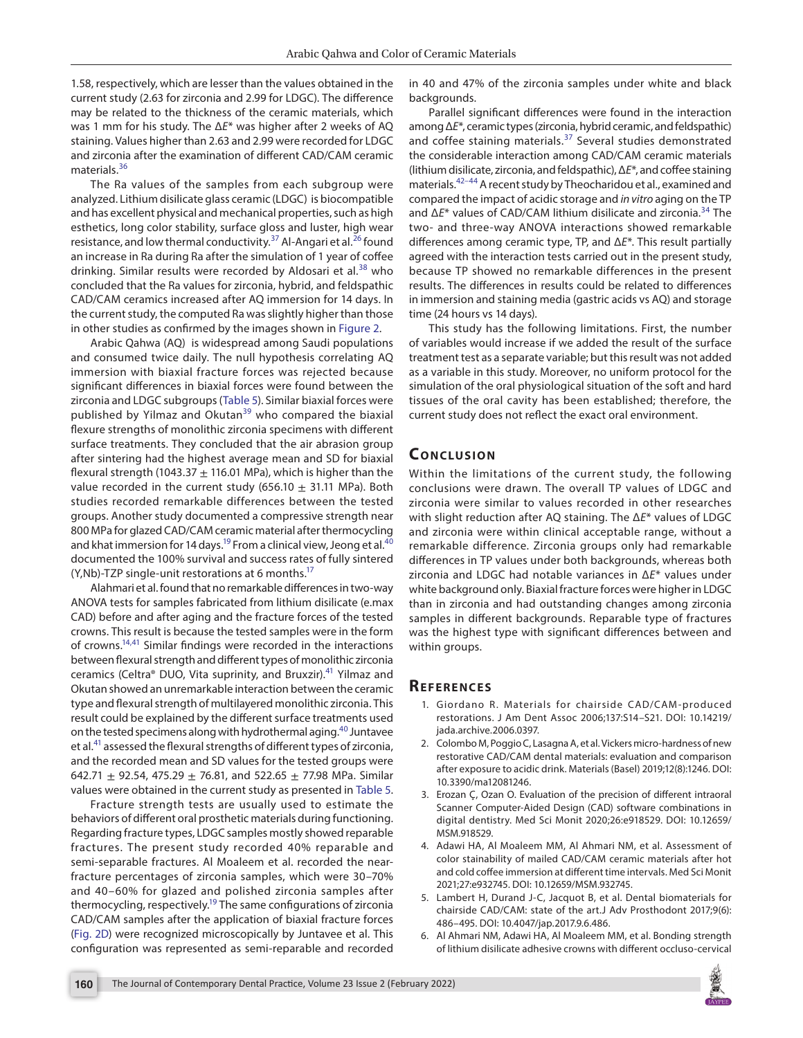1.58, respectively, which are lesser than the values obtained in the current study (2.63 for zirconia and 2.99 for LDGC). The difference may be related to the thickness of the ceramic materials, which was 1 mm for his study. The $\Delta E^*$ was higher after 2 weeks of AQ staining. Values higher than 2.63 and 2.99 were recorded for LDGC and zirconia after the examination of different CAD/CAM ceramic materials.[36]

The Ra values of the samples from each subgroup were analyzed. Lithium disilicate glass ceramic (LDGC) is biocompatible and has excellent physical and mechanical properties, such as high esthetics, long color stability, surface gloss and luster, high wear resistance, and low thermal conductivity.[37] Al-Angari et al.[26] found an increase in Ra during Ra after the simulation of 1 year of coffee drinking. Similar results were recorded by Aldosari et al.[38] who concluded that the Ra values for zirconia, hybrid, and feldspathic CAD/CAM ceramics increased after AQ immersion for 14 days. In the current study, the computed Ra was slightly higher than those in other studies as confirmed by the images shown in Figure 2.

Arabic Qahwa (AQ) is widespread among Saudi populations and consumed twice daily. The null hypothesis correlating AQ immersion with biaxial fracture forces was rejected because significant differences in biaxial forces were found between the zirconia and LDGC subgroups (Table 5). Similar biaxial forces were published by Yilmaz and Okutan[39] who compared the biaxial flexure strengths of monolithic zirconia specimens with different surface treatments. They concluded that the air abrasion group after sintering had the highest average mean and SD for biaxial flexural strength (1043.37 ± 116.01 MPa), which is higher than the value recorded in the current study (656.10 ± 31.11 MPa). Both studies recorded remarkable differences between the tested groups. Another study documented a compressive strength near 800 MPa for glazed CAD/CAM ceramic material after thermocycling and khat immersion for 14 days.[19] From a clinical view, Jeong et al.[40] documented the 100% survival and success rates of fully sintered (Y,Nb)-TZP single-unit restorations at 6 months.[17]

Alahmari et al. found that no remarkable differences in two-way ANOVA tests for samples fabricated from lithium disilicate (e.max CAD) before and after aging and the fracture forces of the tested crowns. This result is because the tested samples were in the form of crowns.[14,41] Similar findings were recorded in the interactions between flexural strength and different types of monolithic zirconia ceramics (Celtra® DUO, Vita suprinity, and Bruxzir).[41] Yilmaz and Okutan showed an unremarkable interaction between the ceramic type and flexural strength of multilayered monolithic zirconia. This result could be explained by the different surface treatments used on the tested specimens along with hydrothermal aging.[40] Juntavee et al.[41] assessed the flexural strengths of different types of zirconia, and the recorded mean and SD values for the tested groups were 642.71 ± 92.54, 475.29 ± 76.81, and 522.65 ± 77.98 MPa. Similar values were obtained in the current study as presented in Table 5.

Fracture strength tests are usually used to estimate the behaviors of different oral prosthetic materials during functioning. Regarding fracture types, LDGC samples mostly showed reparable fractures. The present study recorded 40% reparable and semi-separable fractures. Al Moaleem et al. recorded the near-fracture percentages of zirconia samples, which were 30–70% and 40–60% for glazed and polished zirconia samples after thermocycling, respectively.[19] The same configurations of zirconia CAD/CAM samples after the application of biaxial fracture forces (Fig. 2D) were recognized microscopically by Juntavee et al. This configuration was represented as semi-reparable and recorded in 40 and 47% of the zirconia samples under white and black backgrounds.

Parallel significant differences were found in the interaction among $\Delta E^*$, ceramic types (zirconia, hybrid ceramic, and feldspathic) and coffee staining materials.[37] Several studies demonstrated the considerable interaction among CAD/CAM ceramic materials (lithium disilicate, zirconia, and feldspathic), $\Delta E^*$, and coffee staining materials.[42–44] A recent study by Theocharidou et al., examined and compared the impact of acidic storage and *in vitro* aging on the TP and $\Delta E^*$ values of CAD/CAM lithium disilicate and zirconia.[34] The two- and three-way ANOVA interactions showed remarkable differences among ceramic type, TP, and $\Delta E^*$. This result partially agreed with the interaction tests carried out in the present study, because TP showed no remarkable differences in the present results. The differences in results could be related to differences in immersion and staining media (gastric acids vs AQ) and storage time (24 hours vs 14 days).

This study has the following limitations. First, the number of variables would increase if we added the result of the surface treatment test as a separate variable; but this result was not added as a variable in this study. Moreover, no uniform protocol for the simulation of the oral physiological situation of the soft and hard tissues of the oral cavity has been established; therefore, the current study does not reflect the exact oral environment.

## Conclusion

Within the limitations of the current study, the following conclusions were drawn. The overall TP values of LDGC and zirconia were similar to values recorded in other researches with slight reduction after AQ staining. The $\Delta E^*$ values of LDGC and zirconia were within clinical acceptable range, without a remarkable difference. Zirconia groups only had remarkable differences in TP values under both backgrounds, whereas both zirconia and LDGC had notable variances in $\Delta E^*$ values under white background only. Biaxial fracture forces were higher in LDGC than in zirconia and had outstanding changes among zirconia samples in different backgrounds. Reparable type of fractures was the highest type with significant differences between and within groups.

## References

1. Giordano R. Materials for chairside CAD/CAM-produced restorations. J Am Dent Assoc 2006;137:S14–S21. DOI: 10.14219/jada.archive.2006.0397.
2. Colombo M, Poggio C, Lasagna A, et al. Vickers micro-hardness of new restorative CAD/CAM dental materials: evaluation and comparison after exposure to acidic drink. Materials (Basel) 2019;12(8):1246. DOI: 10.3390/ma12081246.
3. Erozan Ç, Ozan O. Evaluation of the precision of different intraoral Scanner Computer-Aided Design (CAD) software combinations in digital dentistry. Med Sci Monit 2020;26:e918529. DOI: 10.12659/MSM.918529.
4. Adawi HA, Al Moaleem MM, Al Ahmari NM, et al. Assessment of color stainability of mailed CAD/CAM ceramic materials after hot and cold coffee immersion at different time intervals. Med Sci Monit 2021;27:e932745. DOI: 10.12659/MSM.932745.
5. Lambert H, Durand J-C, Jacquot B, et al. Dental biomaterials for chairside CAD/CAM: state of the art.J Adv Prosthodont 2017;9(6): 486–495. DOI: 10.4047/jap.2017.9.6.486.
6. Al Ahmari NM, Adawi HA, Al Moaleem MM, et al. Bonding strength of lithium disilicate adhesive crowns with different occluso-cervical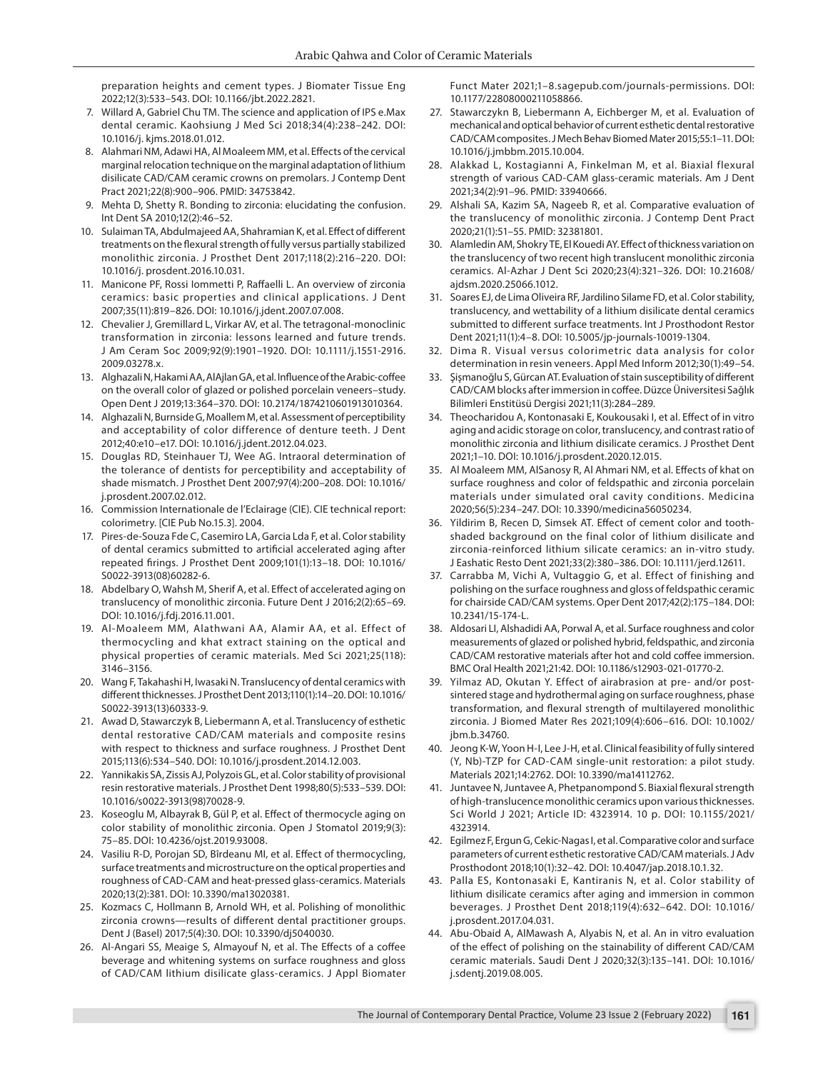preparation heights and cement types. J Biomater Tissue Eng 2022;12(3):533–543. DOI: 10.1166/jbt.2022.2821.

7. Willard A, Gabriel Chu TM. The science and application of IPS e.Max dental ceramic. Kaohsiung J Med Sci 2018;34(4):238–242. DOI: 10.1016/j. kjms.2018.01.012.
8. Alahmari NM, Adawi HA, Al Moaleem MM, et al. Effects of the cervical marginal relocation technique on the marginal adaptation of lithium disilicate CAD/CAM ceramic crowns on premolars. J Contemp Dent Pract 2021;22(8):900–906. PMID: 34753842.
9. Mehta D, Shetty R. Bonding to zirconia: elucidating the confusion. Int Dent SA 2010;12(2):46–52.
10. Sulaiman TA, Abdulmajeed AA, Shahramian K, et al. Effect of different treatments on the flexural strength of fully versus partially stabilized monolithic zirconia. J Prosthet Dent 2017;118(2):216–220. DOI: 10.1016/j. prosdent.2016.10.031.
11. Manicone PF, Rossi Iommetti P, Raffaelli L. An overview of zirconia ceramics: basic properties and clinical applications. J Dent 2007;35(11):819–826. DOI: 10.1016/j.jdent.2007.07.008.
12. Chevalier J, Gremillard L, Virkar AV, et al. The tetragonal-monoclinic transformation in zirconia: lessons learned and future trends. J Am Ceram Soc 2009;92(9):1901–1920. DOI: 10.1111/j.1551-2916. 2009.03278.x.
13. Alghazali N, Hakami AA, AlAjlan GA, et al. Influence of the Arabic-coffee on the overall color of glazed or polished porcelain veneers–study. Open Dent J 2019;13:364–370. DOI: 10.2174/1874210601913010364.
14. Alghazali N, Burnside G, Moallem M, et al. Assessment of perceptibility and acceptability of color difference of denture teeth. J Dent 2012;40:e10–e17. DOI: 10.1016/j.jdent.2012.04.023.
15. Douglas RD, Steinhauer TJ, Wee AG. Intraoral determination of the tolerance of dentists for perceptibility and acceptability of shade mismatch. J Prosthet Dent 2007;97(4):200–208. DOI: 10.1016/ j.prosdent.2007.02.012.
16. Commission Internationale de l'Eclairage (CIE). CIE technical report: colorimetry. [CIE Pub No.15.3]. 2004.
17. Pires-de-Souza Fde C, Casemiro LA, Garcia Lda F, et al. Color stability of dental ceramics submitted to artificial accelerated aging after repeated firings. J Prosthet Dent 2009;101(1):13–18. DOI: 10.1016/ S0022-3913(08)60282-6.
18. Abdelbary O, Wahsh M, Sherif A, et al. Effect of accelerated aging on translucency of monolithic zirconia. Future Dent J 2016;2(2):65–69. DOI: 10.1016/j.fdj.2016.11.001.
19. Al-Moaleem MM, Alathwani AA, Alamir AA, et al. Effect of thermocycling and khat extract staining on the optical and physical properties of ceramic materials. Med Sci 2021;25(118): 3146–3156.
20. Wang F, Takahashi H, Iwasaki N. Translucency of dental ceramics with different thicknesses. J Prosthet Dent 2013;110(1):14–20. DOI: 10.1016/ S0022-3913(13)60333-9.
21. Awad D, Stawarczyk B, Liebermann A, et al. Translucency of esthetic dental restorative CAD/CAM materials and composite resins with respect to thickness and surface roughness. J Prosthet Dent 2015;113(6):534–540. DOI: 10.1016/j.prosdent.2014.12.003.
22. Yannikakis SA, Zissis AJ, Polyzois GL, et al. Color stability of provisional resin restorative materials. J Prosthet Dent 1998;80(5):533–539. DOI: 10.1016/s0022-3913(98)70028-9.
23. Koseoglu M, Albayrak B, Gül P, et al. Effect of thermocycle aging on color stability of monolithic zirconia. Open J Stomatol 2019;9(3): 75–85. DOI: 10.4236/ojst.2019.93008.
24. Vasiliu R-D, Porojan SD, Bîrdeanu MI, et al. Effect of thermocycling, surface treatments and microstructure on the optical properties and roughness of CAD-CAM and heat-pressed glass-ceramics. Materials 2020;13(2):381. DOI: 10.3390/ma13020381.
25. Kozmacs C, Hollmann B, Arnold WH, et al. Polishing of monolithic zirconia crowns—results of different dental practitioner groups. Dent J (Basel) 2017;5(4):30. DOI: 10.3390/dj5040030.
26. Al-Angari SS, Meaige S, Almayouf N, et al. The Effects of a coffee beverage and whitening systems on surface roughness and gloss of CAD/CAM lithium disilicate glass-ceramics. J Appl Biomater Funct Mater 2021;1–8.sagepub.com/journals-permissions. DOI: 10.1177/22808000211058866.
27. Stawarczykn B, Liebermann A, Eichberger M, et al. Evaluation of mechanical and optical behavior of current esthetic dental restorative CAD/CAM composites. J Mech Behav Biomed Mater 2015;55:1–11. DOI: 10.1016/j.jmbbm.2015.10.004.
28. Alakkad L, Kostagianni A, Finkelman M, et al. Biaxial flexural strength of various CAD-CAM glass-ceramic materials. Am J Dent 2021;34(2):91–96. PMID: 33940666.
29. Alshali SA, Kazim SA, Nageeb R, et al. Comparative evaluation of the translucency of monolithic zirconia. J Contemp Dent Pract 2020;21(1):51–55. PMID: 32381801.
30. Alamledin AM, Shokry TE, El Kouedi AY. Effect of thickness variation on the translucency of two recent high translucent monolithic zirconia ceramics. Al-Azhar J Dent Sci 2020;23(4):321–326. DOI: 10.21608/ ajdsm.2020.25066.1012.
31. Soares EJ, de Lima Oliveira RF, Jardilino Silame FD, et al. Color stability, translucency, and wettability of a lithium disilicate dental ceramics submitted to different surface treatments. Int J Prosthodont Restor Dent 2021;11(1):4–8. DOI: 10.5005/jp-journals-10019-1304.
32. Dima R. Visual versus colorimetric data analysis for color determination in resin veneers. Appl Med Inform 2012;30(1):49–54.
33. Şişmanoğlu S, Gürcan AT. Evaluation of stain susceptibility of different CAD/CAM blocks after immersion in coffee. Düzce Üniversitesi Sağlık Bilimleri Enstitüsü Dergisi 2021;11(3):284–289.
34. Theocharidou A, Kontonasaki E, Koukousaki I, et al. Effect of in vitro aging and acidic storage on color, translucency, and contrast ratio of monolithic zirconia and lithium disilicate ceramics. J Prosthet Dent 2021;1–10. DOI: 10.1016/j.prosdent.2020.12.015.
35. Al Moaleem MM, AlSanosy R, Al Ahmari NM, et al. Effects of khat on surface roughness and color of feldspathic and zirconia porcelain materials under simulated oral cavity conditions. Medicina 2020;56(5):234–247. DOI: 10.3390/medicina56050234.
36. Yildirim B, Recen D, Simsek AT. Effect of cement color and tooth-shaded background on the final color of lithium disilicate and zirconia-reinforced lithium silicate ceramics: an in-vitro study. J Eashatic Resto Dent 2021;33(2):380–386. DOI: 10.1111/jerd.12611.
37. Carrabba M, Vichi A, Vultaggio G, et al. Effect of finishing and polishing on the surface roughness and gloss of feldspathic ceramic for chairside CAD/CAM systems. Oper Dent 2017;42(2):175–184. DOI: 10.2341/15-174-L.
38. Aldosari LI, Alshadidi AA, Porwal A, et al. Surface roughness and color measurements of glazed or polished hybrid, feldspathic, and zirconia CAD/CAM restorative materials after hot and cold coffee immersion. BMC Oral Health 2021;21:42. DOI: 10.1186/s12903-021-01770-2.
39. Yilmaz AD, Okutan Y. Effect of airabrasion at pre- and/or post-sintered stage and hydrothermal aging on surface roughness, phase transformation, and flexural strength of multilayered monolithic zirconia. J Biomed Mater Res 2021;109(4):606–616. DOI: 10.1002/ jbm.b.34760.
40. Jeong K-W, Yoon H-I, Lee J-H, et al. Clinical feasibility of fully sintered (Y, Nb)-TZP for CAD-CAM single-unit restoration: a pilot study. Materials 2021;14:2762. DOI: 10.3390/ma14112762.
41. Juntavee N, Juntavee A, Phetpanompond S. Biaxial flexural strength of high-translucence monolithic ceramics upon various thicknesses. Sci World J 2021; Article ID: 4323914. 10 p. DOI: 10.1155/2021/ 4323914.
42. Egilmez F, Ergun G, Cekic-Nagas I, et al. Comparative color and surface parameters of current esthetic restorative CAD/CAM materials. J Adv Prosthodont 2018;10(1):32–42. DOI: 10.4047/jap.2018.10.1.32.
43. Palla ES, Kontonasaki E, Kantiranis N, et al. Color stability of lithium disilicate ceramics after aging and immersion in common beverages. J Prosthet Dent 2018;119(4):632–642. DOI: 10.1016/ j.prosdent.2017.04.031.
44. Abu-Obaid A, AlMawash A, Alyabis N, et al. An in vitro evaluation of the effect of polishing on the stainability of different CAD/CAM ceramic materials. Saudi Dent J 2020;32(3):135–141. DOI: 10.1016/ j.sdentj.2019.08.005.